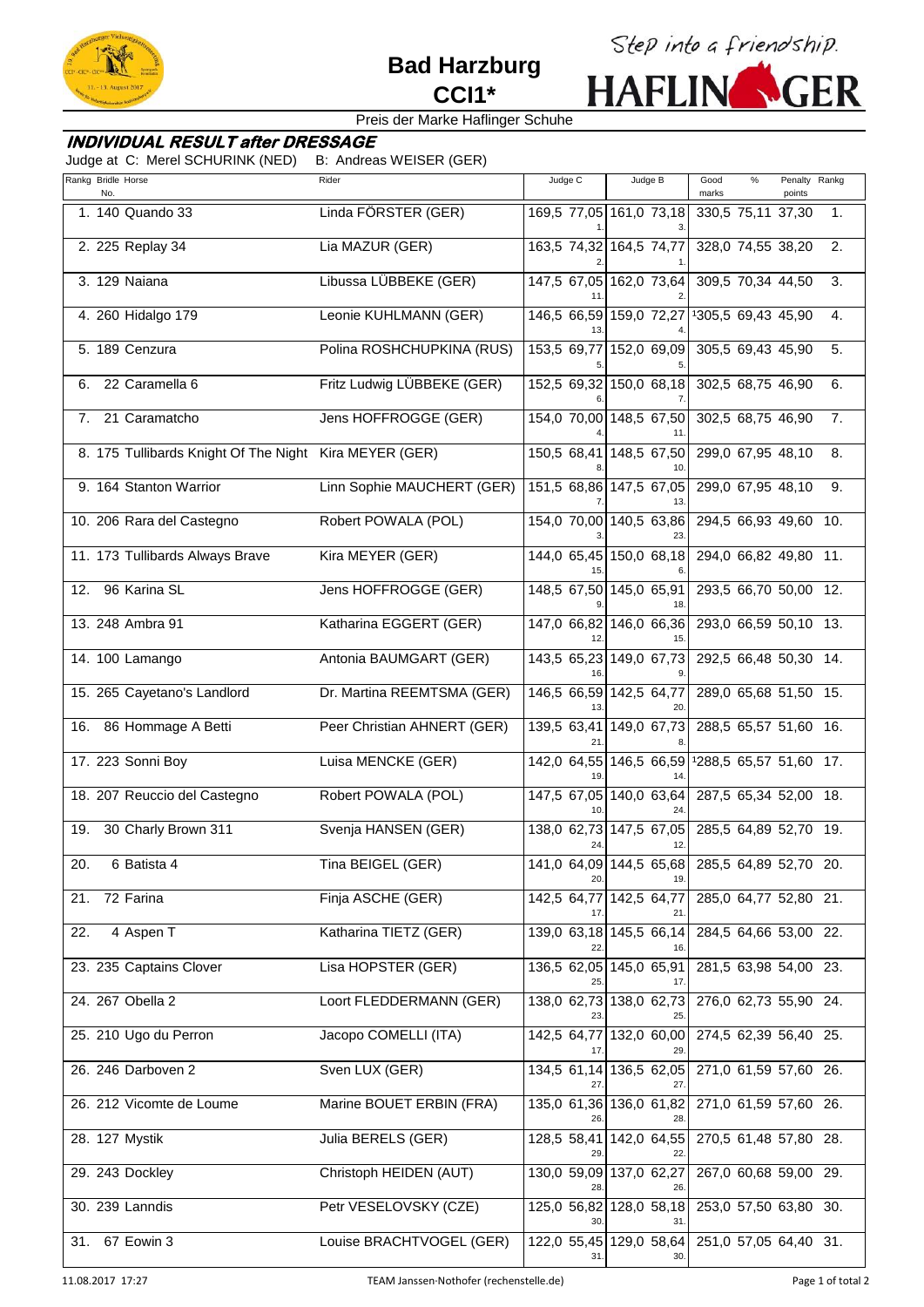# Bad Harzburg

**CCI1***

Step into a friendship.

HAFLINGER

Preis der Marke Haflinger Schuhe

## INDIVIDUAL RESULT after DRESSAGE

Judge at C: Merel SCHURINK (NED) B: Andreas WEISER (GER)

| Rankg | Bridle No. | Horse | Rider | Judge C | | Judge C Rank | Judge B | | Judge B Rank | Good marks | % | Penalty points | Rankg |
|---|---|---|---|---|---|---|---|---|---|---|---|---|---|
| 1. | 140 | Quando 33 | Linda FÖRSTER (GER) | 169,5 | 77,05 | 1. | 161,0 | 73,18 | 3. | 330,5 | 75,11 | 37,30 | 1. |
| 2. | 225 | Replay 34 | Lia MAZUR (GER) | 163,5 | 74,32 | 2. | 164,5 | 74,77 | 1. | 328,0 | 74,55 | 38,20 | 2. |
| 3. | 129 | Naiana | Libussa LÜBBEKE (GER) | 147,5 | 67,05 | 11. | 162,0 | 73,64 | 2. | 309,5 | 70,34 | 44,50 | 3. |
| 4. | 260 | Hidalgo 179 | Leonie KUHLMANN (GER) | 146,5 | 66,59 | 13. | 159,0 | 72,27 | 4. | [1]305,5 | 69,43 | 45,90 | 4. |
| 5. | 189 | Cenzura | Polina ROSHCHUPKINA (RUS) | 153,5 | 69,77 | 5. | 152,0 | 69,09 | 5. | 305,5 | 69,43 | 45,90 | 5. |
| 6. | 22 | Caramella 6 | Fritz Ludwig LÜBBEKE (GER) | 152,5 | 69,32 | 6. | 150,0 | 68,18 | 7. | 302,5 | 68,75 | 46,90 | 6. |
| 7. | 21 | Caramatcho | Jens HOFFROGGE (GER) | 154,0 | 70,00 | 4. | 148,5 | 67,50 | 11. | 302,5 | 68,75 | 46,90 | 7. |
| 8. | 175 | Tullibards Knight Of The Night | Kira MEYER (GER) | 150,5 | 68,41 | 8. | 148,5 | 67,50 | 10. | 299,0 | 67,95 | 48,10 | 8. |
| 9. | 164 | Stanton Warrior | Linn Sophie MAUCHERT (GER) | 151,5 | 68,86 | 7. | 147,5 | 67,05 | 13. | 299,0 | 67,95 | 48,10 | 9. |
| 10. | 206 | Rara del Castegno | Robert POWALA (POL) | 154,0 | 70,00 | 3. | 140,5 | 63,86 | 23. | 294,5 | 66,93 | 49,60 | 10. |
| 11. | 173 | Tullibards Always Brave | Kira MEYER (GER) | 144,0 | 65,45 | 15. | 150,0 | 68,18 | 6. | 294,0 | 66,82 | 49,80 | 11. |
| 12. | 96 | Karina SL | Jens HOFFROGGE (GER) | 148,5 | 67,50 | 9. | 145,0 | 65,91 | 18. | 293,5 | 66,70 | 50,00 | 12. |
| 13. | 248 | Ambra 91 | Katharina EGGERT (GER) | 147,0 | 66,82 | 12. | 146,0 | 66,36 | 15. | 293,0 | 66,59 | 50,10 | 13. |
| 14. | 100 | Lamango | Antonia BAUMGART (GER) | 143,5 | 65,23 | 16. | 149,0 | 67,73 | 9. | 292,5 | 66,48 | 50,30 | 14. |
| 15. | 265 | Cayetano's Landlord | Dr. Martina REEMTSMA (GER) | 146,5 | 66,59 | 13. | 142,5 | 64,77 | 20. | 289,0 | 65,68 | 51,50 | 15. |
| 16. | 86 | Hommage A Betti | Peer Christian AHNERT (GER) | 139,5 | 63,41 | 21. | 149,0 | 67,73 | 8. | 288,5 | 65,57 | 51,60 | 16. |
| 17. | 223 | Sonni Boy | Luisa MENCKE (GER) | 142,0 | 64,55 | 19. | 146,5 | 66,59 | 14. | [1]288,5 | 65,57 | 51,60 | 17. |
| 18. | 207 | Reuccio del Castegno | Robert POWALA (POL) | 147,5 | 67,05 | 10. | 140,0 | 63,64 | 24. | 287,5 | 65,34 | 52,00 | 18. |
| 19. | 30 | Charly Brown 311 | Svenja HANSEN (GER) | 138,0 | 62,73 | 24. | 147,5 | 67,05 | 12. | 285,5 | 64,89 | 52,70 | 19. |
| 20. | 6 | Batista 4 | Tina BEIGEL (GER) | 141,0 | 64,09 | 20. | 144,5 | 65,68 | 19. | 285,5 | 64,89 | 52,70 | 20. |
| 21. | 72 | Farina | Finja ASCHE (GER) | 142,5 | 64,77 | 17. | 142,5 | 64,77 | 21. | 285,0 | 64,77 | 52,80 | 21. |
| 22. | 4 | Aspen T | Katharina TIETZ (GER) | 139,0 | 63,18 | 22. | 145,5 | 66,14 | 16. | 284,5 | 64,66 | 53,00 | 22. |
| 23. | 235 | Captains Clover | Lisa HOPSTER (GER) | 136,5 | 62,05 | 25. | 145,0 | 65,91 | 17. | 281,5 | 63,98 | 54,00 | 23. |
| 24. | 267 | Obella 2 | Loort FLEDDERMANN (GER) | 138,0 | 62,73 | 23. | 138,0 | 62,73 | 25. | 276,0 | 62,73 | 55,90 | 24. |
| 25. | 210 | Ugo du Perron | Jacopo COMELLI (ITA) | 142,5 | 64,77 | 17. | 132,0 | 60,00 | 29. | 274,5 | 62,39 | 56,40 | 25. |
| 26. | 246 | Darboven 2 | Sven LUX (GER) | 134,5 | 61,14 | 27. | 136,5 | 62,05 | 27. | 271,0 | 61,59 | 57,60 | 26. |
| 26. | 212 | Vicomte de Loume | Marine BOUET ERBIN (FRA) | 135,0 | 61,36 | 26. | 136,0 | 61,82 | 28. | 271,0 | 61,59 | 57,60 | 26. |
| 28. | 127 | Mystik | Julia BERELS (GER) | 128,5 | 58,41 | 29. | 142,0 | 64,55 | 22. | 270,5 | 61,48 | 57,80 | 28. |
| 29. | 243 | Dockley | Christoph HEIDEN (AUT) | 130,0 | 59,09 | 28. | 137,0 | 62,27 | 26. | 267,0 | 60,68 | 59,00 | 29. |
| 30. | 239 | Lanndis | Petr VESELOVSKY (CZE) | 125,0 | 56,82 | 30. | 128,0 | 58,18 | 31. | 253,0 | 57,50 | 63,80 | 30. |
| 31. | 67 | Eowin 3 | Louise BRACHTVOGEL (GER) | 122,0 | 55,45 | 31. | 129,0 | 58,64 | 30. | 251,0 | 57,05 | 64,40 | 31. |

11.08.2017 17:27 TEAM Janssen-Nothofer (rechenstelle.de)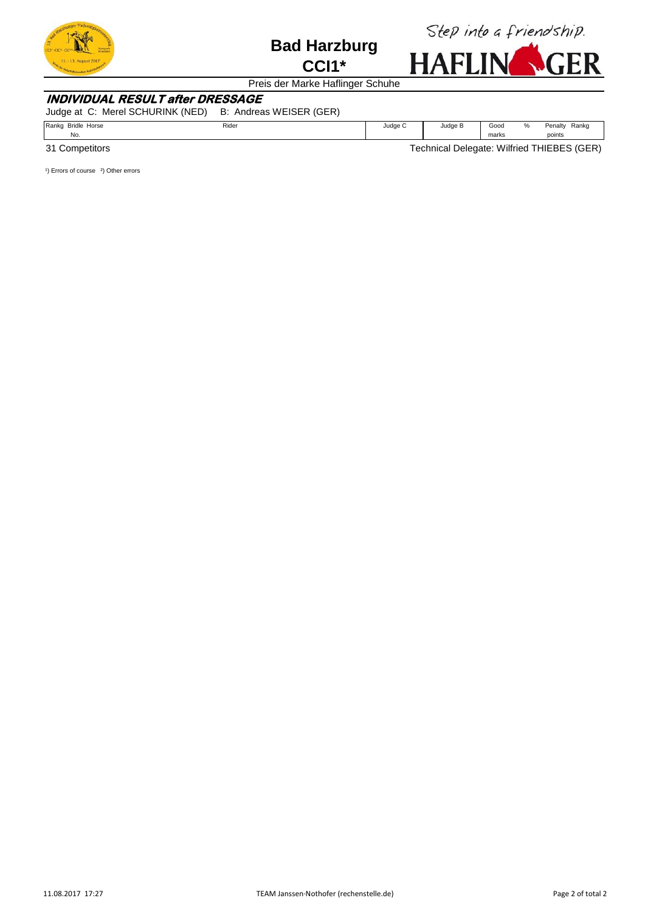# Bad Harzburg

## CCI1*

Preis der Marke Haflinger Schuhe

### *INDIVIDUAL RESULT after DRESSAGE*

Judge at C: Merel SCHURINK (NED) B: Andreas WEISER (GER)

| Rankg | Bridle No. | Horse | Rider | Judge C | Judge B | Good marks | % | Penalty points | Rankg |
|---|---|---|---|---|---|---|---|---|---|

31 Competitors

Technical Delegate: Wilfried THIEBES (GER)

[1]) Errors of course [2]) Other errors